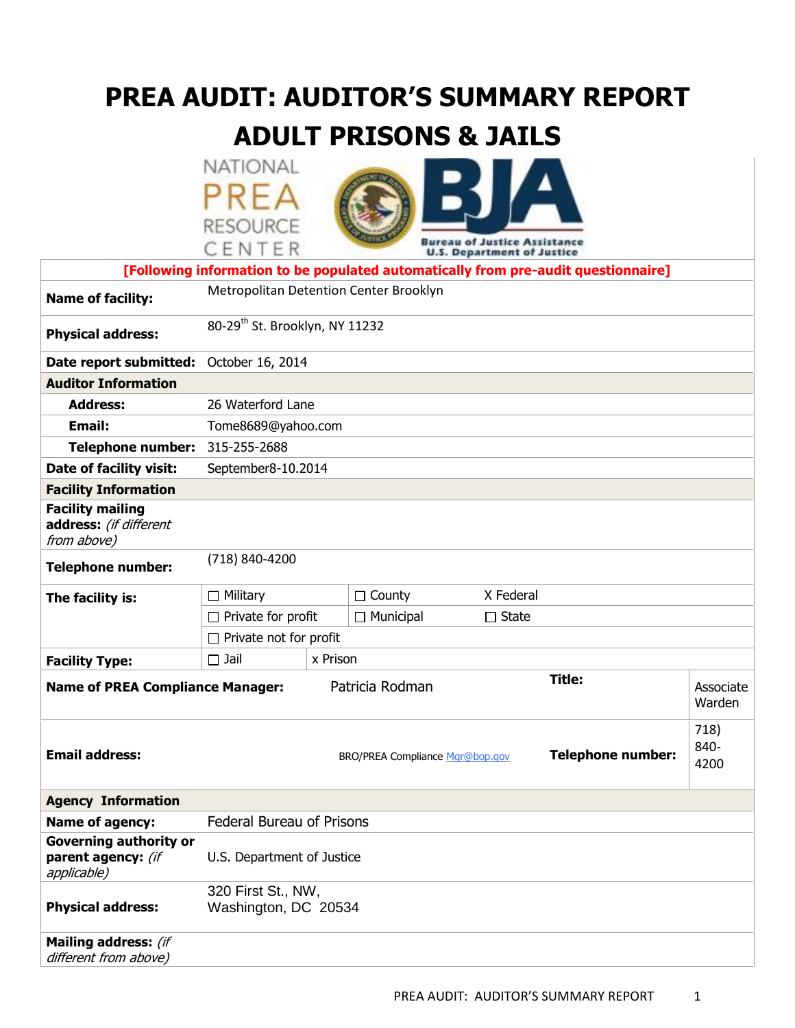# PREA AUDIT: AUDITOR'S SUMMARY REPORT
# ADULT PRISONS & JAILS

NATIONAL PREA RESOURCE CENTER

Bureau of Justice Assistance
U.S. Department of Justice

| [Following information to be populated automatically from pre-audit questionnaire] | | | | |
|---|---|---|---|---|
| **Name of facility:** | Metropolitan Detention Center Brooklyn | | | |
| **Physical address:** | 80-29th St. Brooklyn, NY 11232 | | | |
| **Date report submitted:** | October 16, 2014 | | | |
| **Auditor Information** | | | | |
| **Address:** | 26 Waterford Lane | | | |
| **Email:** | Tome8689@yahoo.com | | | |
| **Telephone number:** | 315-255-2688 | | | |
| **Date of facility visit:** | September8-10.2014 | | | |
| **Facility Information** | | | | |
| **Facility mailing address:** *(if different from above)* | | | | |
| **Telephone number:** | (718) 840-4200 | | | |
| **The facility is:** | ☐ Military | ☐ County | X Federal | |
| | ☐ Private for profit | ☐ Municipal | ☐ State | |
| | ☐ Private not for profit | | | |
| **Facility Type:** | ☐ Jail | x Prison | | |
| **Name of PREA Compliance Manager:** | Patricia Rodman | | **Title:** | Associate Warden |
| **Email address:** | BRO/PREA Compliance Mgr@bop.gov | | **Telephone number:** | 718) 840-4200 |
| **Agency Information** | | | | |
| **Name of agency:** | Federal Bureau of Prisons | | | |
| **Governing authority or parent agency:** *(if applicable)* | U.S. Department of Justice | | | |
| **Physical address:** | 320 First St., NW, Washington, DC 20534 | | | |
| **Mailing address:** *(if different from above)* | | | | |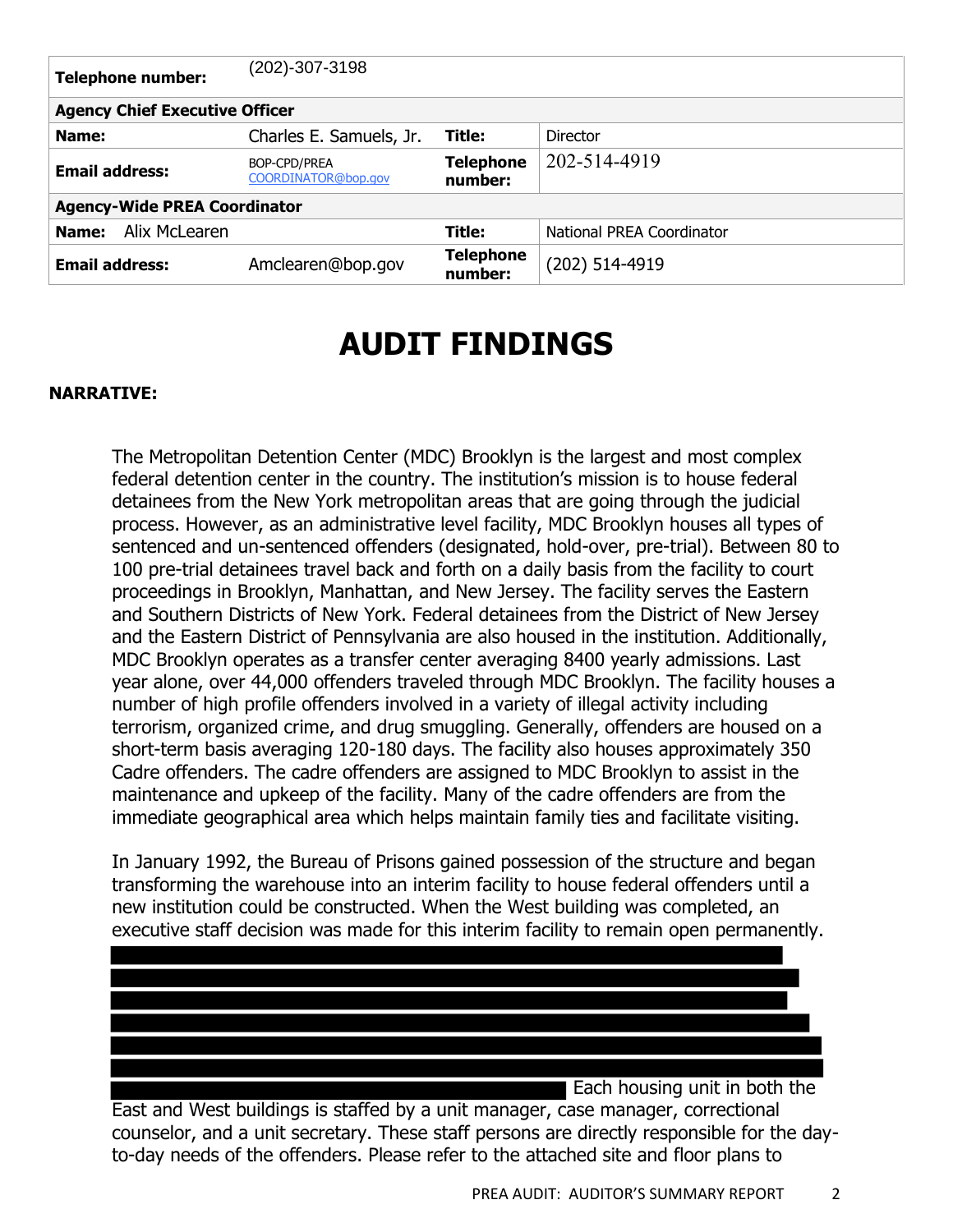| Telephone number: | (202)-307-3198 | | |
|---|---|---|---|
| **Agency Chief Executive Officer** | | | |
| **Name:** | Charles E. Samuels, Jr. | **Title:** | Director |
| **Email address:** | BOP-CPD/PREA COORDINATOR@bop.gov | **Telephone number:** | 202-514-4919 |
| **Agency-Wide PREA Coordinator** | | | |
| **Name:** Alix McLearen | | **Title:** | National PREA Coordinator |
| **Email address:** | Amclearen@bop.gov | **Telephone number:** | (202) 514-4919 |

# AUDIT FINDINGS

**NARRATIVE:**

The Metropolitan Detention Center (MDC) Brooklyn is the largest and most complex federal detention center in the country. The institution's mission is to house federal detainees from the New York metropolitan areas that are going through the judicial process. However, as an administrative level facility, MDC Brooklyn houses all types of sentenced and un-sentenced offenders (designated, hold-over, pre-trial). Between 80 to 100 pre-trial detainees travel back and forth on a daily basis from the facility to court proceedings in Brooklyn, Manhattan, and New Jersey. The facility serves the Eastern and Southern Districts of New York. Federal detainees from the District of New Jersey and the Eastern District of Pennsylvania are also housed in the institution. Additionally, MDC Brooklyn operates as a transfer center averaging 8400 yearly admissions. Last year alone, over 44,000 offenders traveled through MDC Brooklyn. The facility houses a number of high profile offenders involved in a variety of illegal activity including terrorism, organized crime, and drug smuggling. Generally, offenders are housed on a short-term basis averaging 120-180 days. The facility also houses approximately 350 Cadre offenders. The cadre offenders are assigned to MDC Brooklyn to assist in the maintenance and upkeep of the facility. Many of the cadre offenders are from the immediate geographical area which helps maintain family ties and facilitate visiting.

In January 1992, the Bureau of Prisons gained possession of the structure and began transforming the warehouse into an interim facility to house federal offenders until a new institution could be constructed. When the West building was completed, an executive staff decision was made for this interim facility to remain open permanently. [REDACTED] Each housing unit in both the East and West buildings is staffed by a unit manager, case manager, correctional counselor, and a unit secretary. These staff persons are directly responsible for the day-to-day needs of the offenders. Please refer to the attached site and floor plans to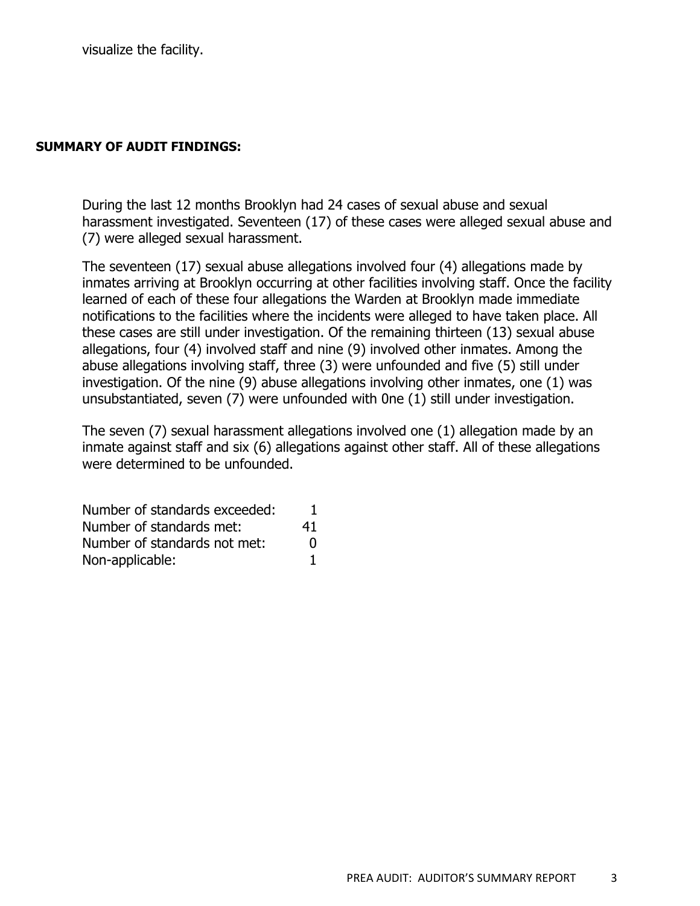visualize the facility.

**SUMMARY OF AUDIT FINDINGS:**

During the last 12 months Brooklyn had 24 cases of sexual abuse and sexual harassment investigated. Seventeen (17) of these cases were alleged sexual abuse and (7) were alleged sexual harassment.

The seventeen (17) sexual abuse allegations involved four (4) allegations made by inmates arriving at Brooklyn occurring at other facilities involving staff. Once the facility learned of each of these four allegations the Warden at Brooklyn made immediate notifications to the facilities where the incidents were alleged to have taken place. All these cases are still under investigation. Of the remaining thirteen (13) sexual abuse allegations, four (4) involved staff and nine (9) involved other inmates. Among the abuse allegations involving staff, three (3) were unfounded and five (5) still under investigation. Of the nine (9) abuse allegations involving other inmates, one (1) was unsubstantiated, seven (7) were unfounded with 0ne (1) still under investigation.

The seven (7) sexual harassment allegations involved one (1) allegation made by an inmate against staff and six (6) allegations against other staff. All of these allegations were determined to be unfounded.

| | |
|---|---|
| Number of standards exceeded: | 1 |
| Number of standards met: | 41 |
| Number of standards not met: | 0 |
| Non-applicable: | 1 |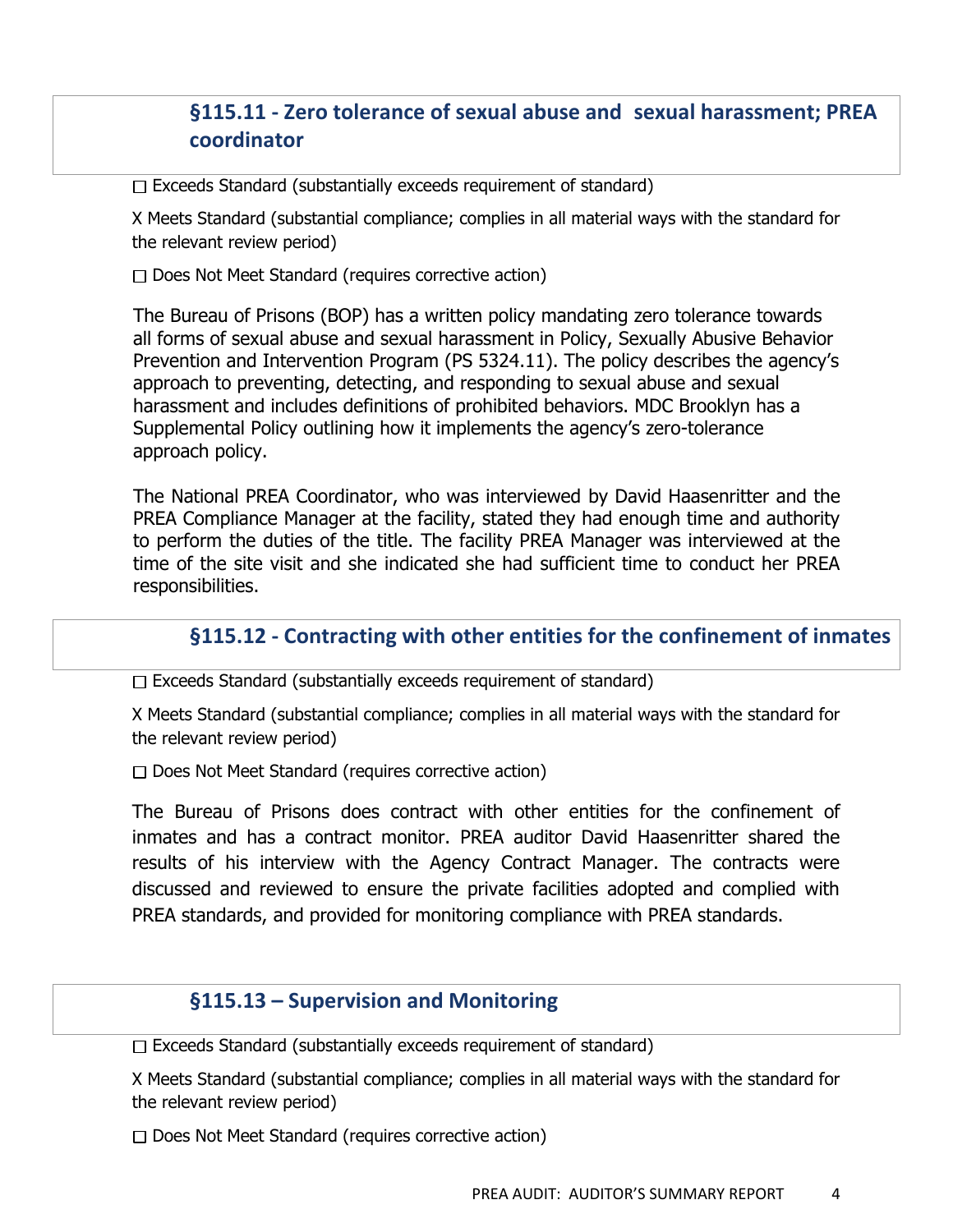## §115.11 - Zero tolerance of sexual abuse and sexual harassment; PREA coordinator

☐ Exceeds Standard (substantially exceeds requirement of standard)

X Meets Standard (substantial compliance; complies in all material ways with the standard for the relevant review period)

☐ Does Not Meet Standard (requires corrective action)

The Bureau of Prisons (BOP) has a written policy mandating zero tolerance towards all forms of sexual abuse and sexual harassment in Policy, Sexually Abusive Behavior Prevention and Intervention Program (PS 5324.11). The policy describes the agency's approach to preventing, detecting, and responding to sexual abuse and sexual harassment and includes definitions of prohibited behaviors. MDC Brooklyn has a Supplemental Policy outlining how it implements the agency's zero-tolerance approach policy.

The National PREA Coordinator, who was interviewed by David Haasenritter and the PREA Compliance Manager at the facility, stated they had enough time and authority to perform the duties of the title. The facility PREA Manager was interviewed at the time of the site visit and she indicated she had sufficient time to conduct her PREA responsibilities.

## §115.12 - Contracting with other entities for the confinement of inmates

☐ Exceeds Standard (substantially exceeds requirement of standard)

X Meets Standard (substantial compliance; complies in all material ways with the standard for the relevant review period)

☐ Does Not Meet Standard (requires corrective action)

The Bureau of Prisons does contract with other entities for the confinement of inmates and has a contract monitor. PREA auditor David Haasenritter shared the results of his interview with the Agency Contract Manager. The contracts were discussed and reviewed to ensure the private facilities adopted and complied with PREA standards, and provided for monitoring compliance with PREA standards.

## §115.13 – Supervision and Monitoring

☐ Exceeds Standard (substantially exceeds requirement of standard)

X Meets Standard (substantial compliance; complies in all material ways with the standard for the relevant review period)

☐ Does Not Meet Standard (requires corrective action)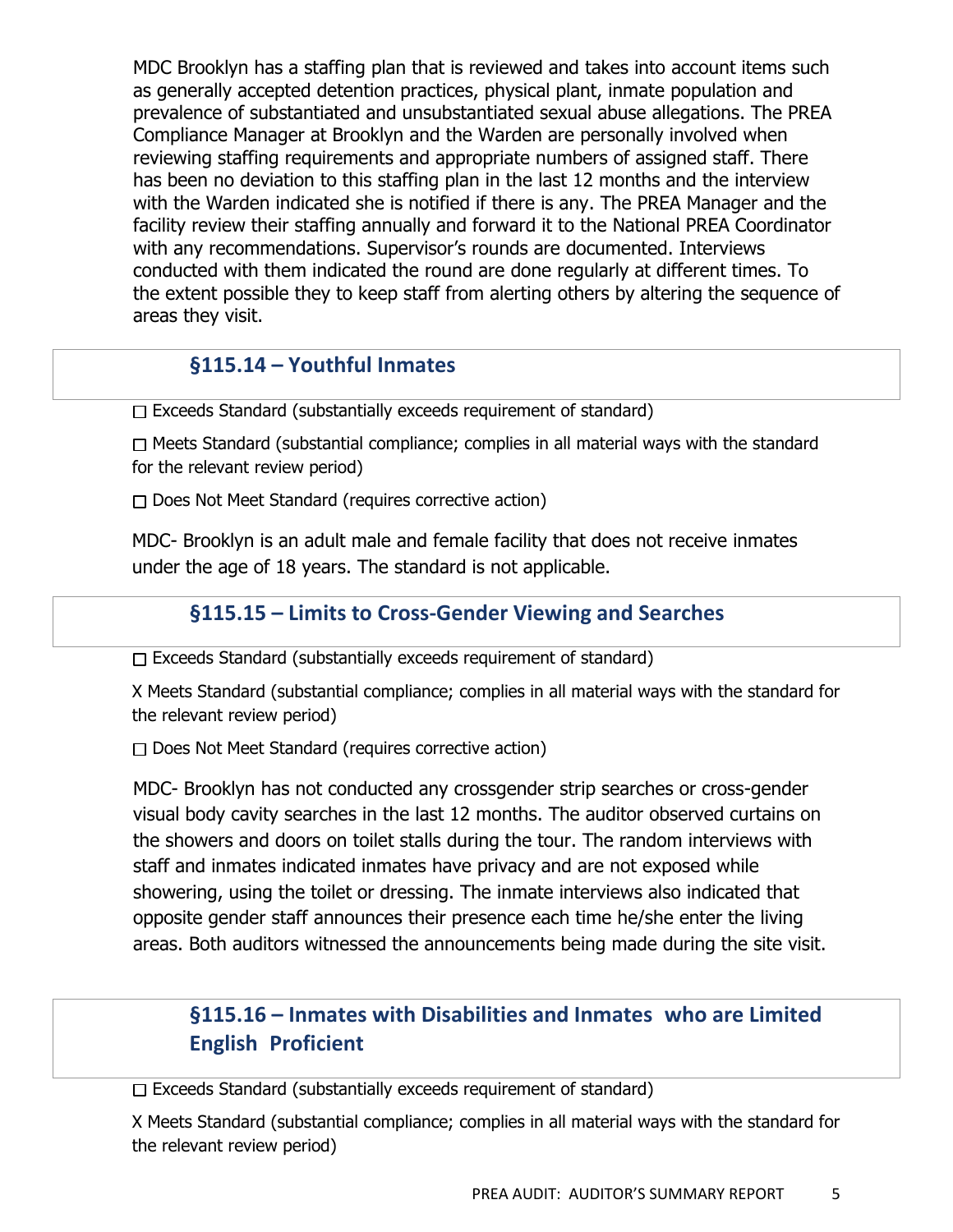MDC Brooklyn has a staffing plan that is reviewed and takes into account items such as generally accepted detention practices, physical plant, inmate population and prevalence of substantiated and unsubstantiated sexual abuse allegations. The PREA Compliance Manager at Brooklyn and the Warden are personally involved when reviewing staffing requirements and appropriate numbers of assigned staff. There has been no deviation to this staffing plan in the last 12 months and the interview with the Warden indicated she is notified if there is any. The PREA Manager and the facility review their staffing annually and forward it to the National PREA Coordinator with any recommendations. Supervisor's rounds are documented. Interviews conducted with them indicated the round are done regularly at different times. To the extent possible they to keep staff from alerting others by altering the sequence of areas they visit.

## §115.14 – Youthful Inmates

☐ Exceeds Standard (substantially exceeds requirement of standard)

☐ Meets Standard (substantial compliance; complies in all material ways with the standard for the relevant review period)

☐ Does Not Meet Standard (requires corrective action)

MDC- Brooklyn is an adult male and female facility that does not receive inmates under the age of 18 years. The standard is not applicable.

## §115.15 – Limits to Cross-Gender Viewing and Searches

☐ Exceeds Standard (substantially exceeds requirement of standard)

X Meets Standard (substantial compliance; complies in all material ways with the standard for the relevant review period)

☐ Does Not Meet Standard (requires corrective action)

MDC- Brooklyn has not conducted any crossgender strip searches or cross-gender visual body cavity searches in the last 12 months. The auditor observed curtains on the showers and doors on toilet stalls during the tour. The random interviews with staff and inmates indicated inmates have privacy and are not exposed while showering, using the toilet or dressing. The inmate interviews also indicated that opposite gender staff announces their presence each time he/she enter the living areas. Both auditors witnessed the announcements being made during the site visit.

## §115.16 – Inmates with Disabilities and Inmates who are Limited English Proficient

☐ Exceeds Standard (substantially exceeds requirement of standard)

X Meets Standard (substantial compliance; complies in all material ways with the standard for the relevant review period)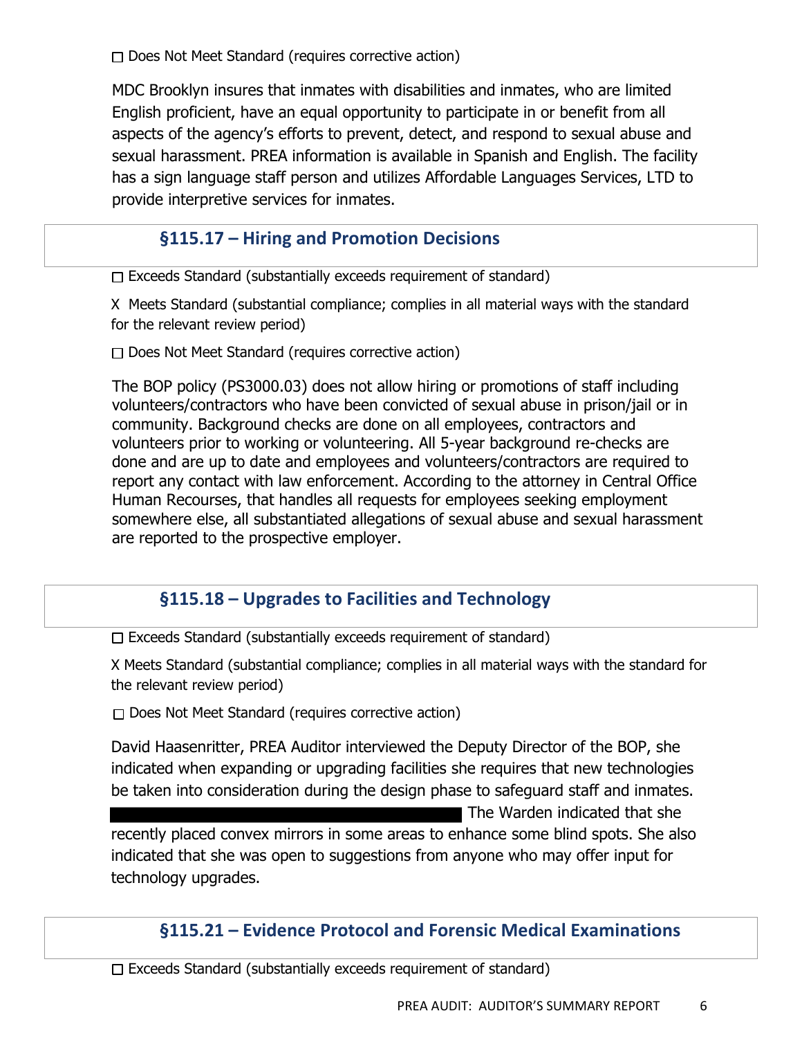☐ Does Not Meet Standard (requires corrective action)

MDC Brooklyn insures that inmates with disabilities and inmates, who are limited English proficient, have an equal opportunity to participate in or benefit from all aspects of the agency's efforts to prevent, detect, and respond to sexual abuse and sexual harassment. PREA information is available in Spanish and English. The facility has a sign language staff person and utilizes Affordable Languages Services, LTD to provide interpretive services for inmates.

## §115.17 – Hiring and Promotion Decisions

☐ Exceeds Standard (substantially exceeds requirement of standard)

X Meets Standard (substantial compliance; complies in all material ways with the standard for the relevant review period)

☐ Does Not Meet Standard (requires corrective action)

The BOP policy (PS3000.03) does not allow hiring or promotions of staff including volunteers/contractors who have been convicted of sexual abuse in prison/jail or in community. Background checks are done on all employees, contractors and volunteers prior to working or volunteering. All 5-year background re-checks are done and are up to date and employees and volunteers/contractors are required to report any contact with law enforcement. According to the attorney in Central Office Human Recourses, that handles all requests for employees seeking employment somewhere else, all substantiated allegations of sexual abuse and sexual harassment are reported to the prospective employer.

## §115.18 – Upgrades to Facilities and Technology

☐ Exceeds Standard (substantially exceeds requirement of standard)

X Meets Standard (substantial compliance; complies in all material ways with the standard for the relevant review period)

☐ Does Not Meet Standard (requires corrective action)

David Haasenritter, PREA Auditor interviewed the Deputy Director of the BOP, she indicated when expanding or upgrading facilities she requires that new technologies be taken into consideration during the design phase to safeguard staff and inmates. [REDACTED] The Warden indicated that she recently placed convex mirrors in some areas to enhance some blind spots. She also indicated that she was open to suggestions from anyone who may offer input for technology upgrades.

## §115.21 – Evidence Protocol and Forensic Medical Examinations

☐ Exceeds Standard (substantially exceeds requirement of standard)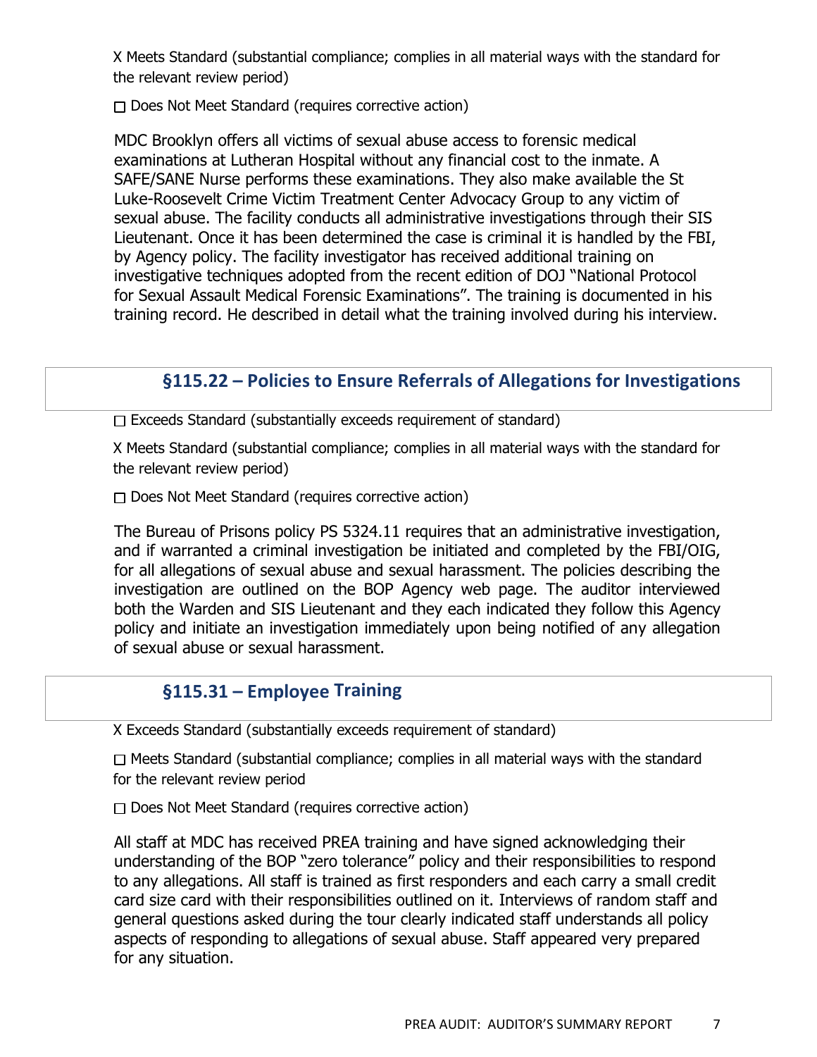X Meets Standard (substantial compliance; complies in all material ways with the standard for the relevant review period)

☐ Does Not Meet Standard (requires corrective action)

MDC Brooklyn offers all victims of sexual abuse access to forensic medical examinations at Lutheran Hospital without any financial cost to the inmate. A SAFE/SANE Nurse performs these examinations. They also make available the St Luke-Roosevelt Crime Victim Treatment Center Advocacy Group to any victim of sexual abuse. The facility conducts all administrative investigations through their SIS Lieutenant. Once it has been determined the case is criminal it is handled by the FBI, by Agency policy. The facility investigator has received additional training on investigative techniques adopted from the recent edition of DOJ "National Protocol for Sexual Assault Medical Forensic Examinations". The training is documented in his training record. He described in detail what the training involved during his interview.

## §115.22 – Policies to Ensure Referrals of Allegations for Investigations

☐ Exceeds Standard (substantially exceeds requirement of standard)

X Meets Standard (substantial compliance; complies in all material ways with the standard for the relevant review period)

☐ Does Not Meet Standard (requires corrective action)

The Bureau of Prisons policy PS 5324.11 requires that an administrative investigation, and if warranted a criminal investigation be initiated and completed by the FBI/OIG, for all allegations of sexual abuse and sexual harassment. The policies describing the investigation are outlined on the BOP Agency web page. The auditor interviewed both the Warden and SIS Lieutenant and they each indicated they follow this Agency policy and initiate an investigation immediately upon being notified of any allegation of sexual abuse or sexual harassment.

## §115.31 – Employee Training

X Exceeds Standard (substantially exceeds requirement of standard)

☐ Meets Standard (substantial compliance; complies in all material ways with the standard for the relevant review period

☐ Does Not Meet Standard (requires corrective action)

All staff at MDC has received PREA training and have signed acknowledging their understanding of the BOP "zero tolerance" policy and their responsibilities to respond to any allegations. All staff is trained as first responders and each carry a small credit card size card with their responsibilities outlined on it. Interviews of random staff and general questions asked during the tour clearly indicated staff understands all policy aspects of responding to allegations of sexual abuse. Staff appeared very prepared for any situation.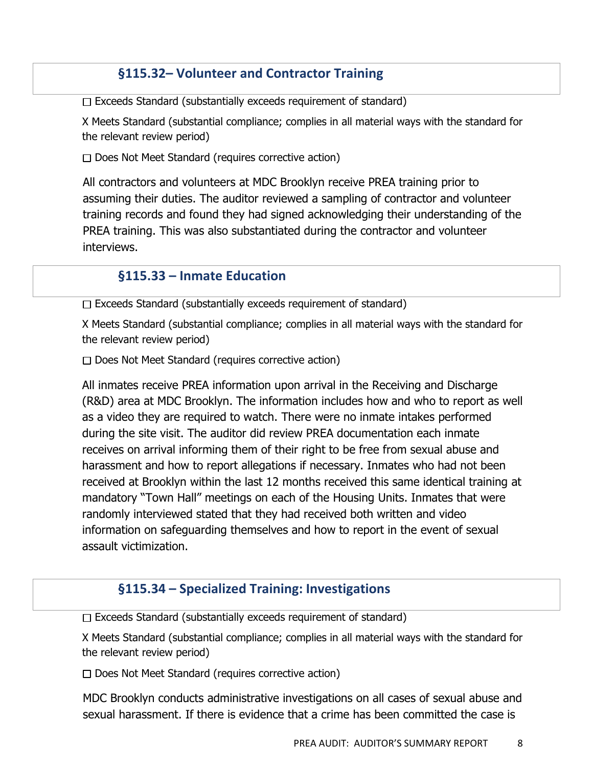## §115.32– Volunteer and Contractor Training

☐ Exceeds Standard (substantially exceeds requirement of standard)

X Meets Standard (substantial compliance; complies in all material ways with the standard for the relevant review period)

☐ Does Not Meet Standard (requires corrective action)

All contractors and volunteers at MDC Brooklyn receive PREA training prior to assuming their duties. The auditor reviewed a sampling of contractor and volunteer training records and found they had signed acknowledging their understanding of the PREA training. This was also substantiated during the contractor and volunteer interviews.

## §115.33 – Inmate Education

☐ Exceeds Standard (substantially exceeds requirement of standard)

X Meets Standard (substantial compliance; complies in all material ways with the standard for the relevant review period)

☐ Does Not Meet Standard (requires corrective action)

All inmates receive PREA information upon arrival in the Receiving and Discharge (R&D) area at MDC Brooklyn. The information includes how and who to report as well as a video they are required to watch. There were no inmate intakes performed during the site visit. The auditor did review PREA documentation each inmate receives on arrival informing them of their right to be free from sexual abuse and harassment and how to report allegations if necessary. Inmates who had not been received at Brooklyn within the last 12 months received this same identical training at mandatory "Town Hall" meetings on each of the Housing Units. Inmates that were randomly interviewed stated that they had received both written and video information on safeguarding themselves and how to report in the event of sexual assault victimization.

## §115.34 – Specialized Training: Investigations

☐ Exceeds Standard (substantially exceeds requirement of standard)

X Meets Standard (substantial compliance; complies in all material ways with the standard for the relevant review period)

☐ Does Not Meet Standard (requires corrective action)

MDC Brooklyn conducts administrative investigations on all cases of sexual abuse and sexual harassment. If there is evidence that a crime has been committed the case is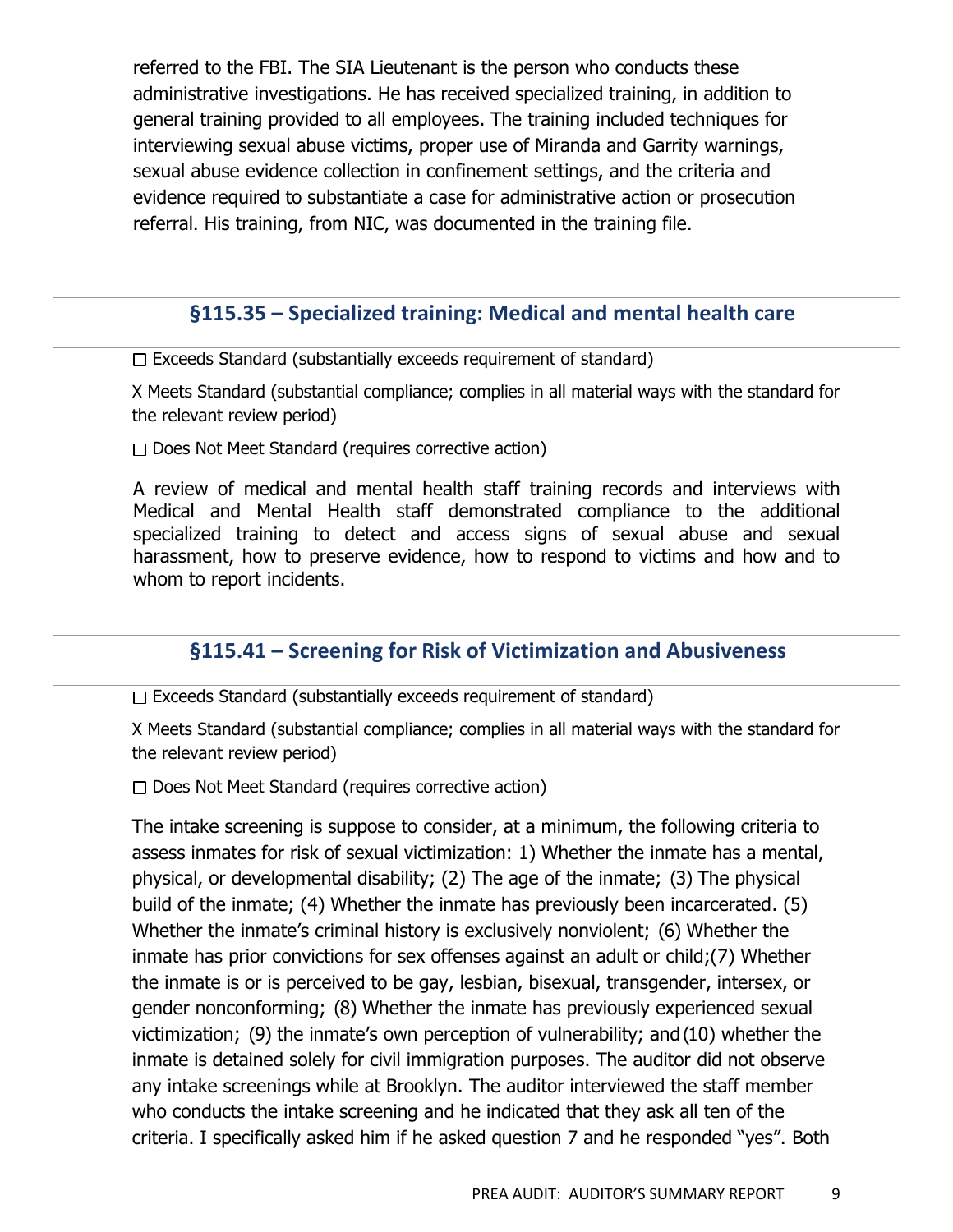referred to the FBI. The SIA Lieutenant is the person who conducts these administrative investigations. He has received specialized training, in addition to general training provided to all employees. The training included techniques for interviewing sexual abuse victims, proper use of Miranda and Garrity warnings, sexual abuse evidence collection in confinement settings, and the criteria and evidence required to substantiate a case for administrative action or prosecution referral. His training, from NIC, was documented in the training file.

## §115.35 – Specialized training: Medical and mental health care

☐ Exceeds Standard (substantially exceeds requirement of standard)

X Meets Standard (substantial compliance; complies in all material ways with the standard for the relevant review period)

☐ Does Not Meet Standard (requires corrective action)

A review of medical and mental health staff training records and interviews with Medical and Mental Health staff demonstrated compliance to the additional specialized training to detect and access signs of sexual abuse and sexual harassment, how to preserve evidence, how to respond to victims and how and to whom to report incidents.

## §115.41 – Screening for Risk of Victimization and Abusiveness

☐ Exceeds Standard (substantially exceeds requirement of standard)

X Meets Standard (substantial compliance; complies in all material ways with the standard for the relevant review period)

☐ Does Not Meet Standard (requires corrective action)

The intake screening is suppose to consider, at a minimum, the following criteria to assess inmates for risk of sexual victimization: 1) Whether the inmate has a mental, physical, or developmental disability; (2) The age of the inmate; (3) The physical build of the inmate; (4) Whether the inmate has previously been incarcerated. (5) Whether the inmate's criminal history is exclusively nonviolent; (6) Whether the inmate has prior convictions for sex offenses against an adult or child;(7) Whether the inmate is or is perceived to be gay, lesbian, bisexual, transgender, intersex, or gender nonconforming; (8) Whether the inmate has previously experienced sexual victimization; (9) the inmate's own perception of vulnerability; and (10) whether the inmate is detained solely for civil immigration purposes. The auditor did not observe any intake screenings while at Brooklyn. The auditor interviewed the staff member who conducts the intake screening and he indicated that they ask all ten of the criteria. I specifically asked him if he asked question 7 and he responded "yes". Both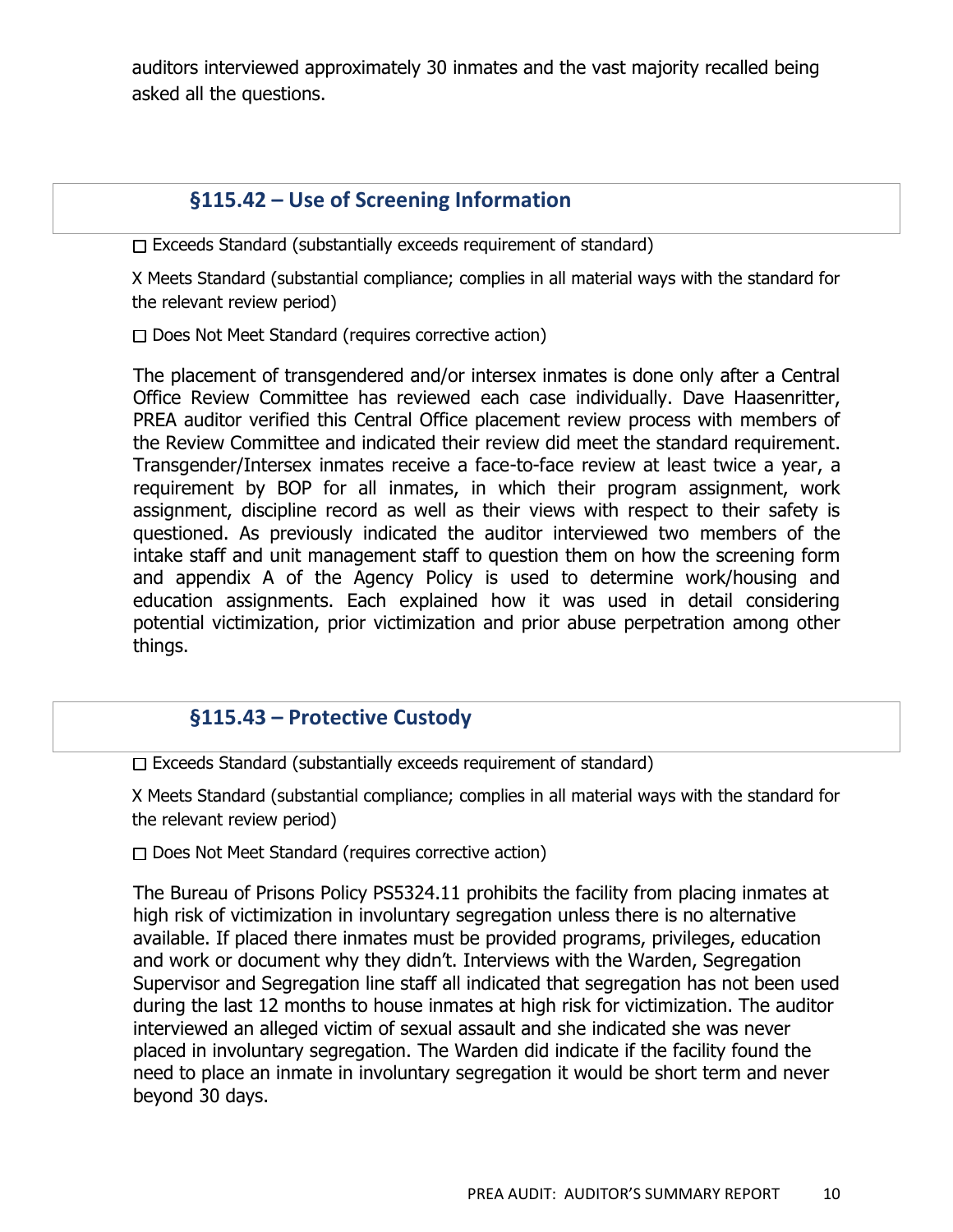auditors interviewed approximately 30 inmates and the vast majority recalled being asked all the questions.

## §115.42 – Use of Screening Information

☐ Exceeds Standard (substantially exceeds requirement of standard)

X Meets Standard (substantial compliance; complies in all material ways with the standard for the relevant review period)

☐ Does Not Meet Standard (requires corrective action)

The placement of transgendered and/or intersex inmates is done only after a Central Office Review Committee has reviewed each case individually. Dave Haasenritter, PREA auditor verified this Central Office placement review process with members of the Review Committee and indicated their review did meet the standard requirement. Transgender/Intersex inmates receive a face-to-face review at least twice a year, a requirement by BOP for all inmates, in which their program assignment, work assignment, discipline record as well as their views with respect to their safety is questioned. As previously indicated the auditor interviewed two members of the intake staff and unit management staff to question them on how the screening form and appendix A of the Agency Policy is used to determine work/housing and education assignments. Each explained how it was used in detail considering potential victimization, prior victimization and prior abuse perpetration among other things.

## §115.43 – Protective Custody

☐ Exceeds Standard (substantially exceeds requirement of standard)

X Meets Standard (substantial compliance; complies in all material ways with the standard for the relevant review period)

☐ Does Not Meet Standard (requires corrective action)

The Bureau of Prisons Policy PS5324.11 prohibits the facility from placing inmates at high risk of victimization in involuntary segregation unless there is no alternative available. If placed there inmates must be provided programs, privileges, education and work or document why they didn't. Interviews with the Warden, Segregation Supervisor and Segregation line staff all indicated that segregation has not been used during the last 12 months to house inmates at high risk for victimization. The auditor interviewed an alleged victim of sexual assault and she indicated she was never placed in involuntary segregation. The Warden did indicate if the facility found the need to place an inmate in involuntary segregation it would be short term and never beyond 30 days.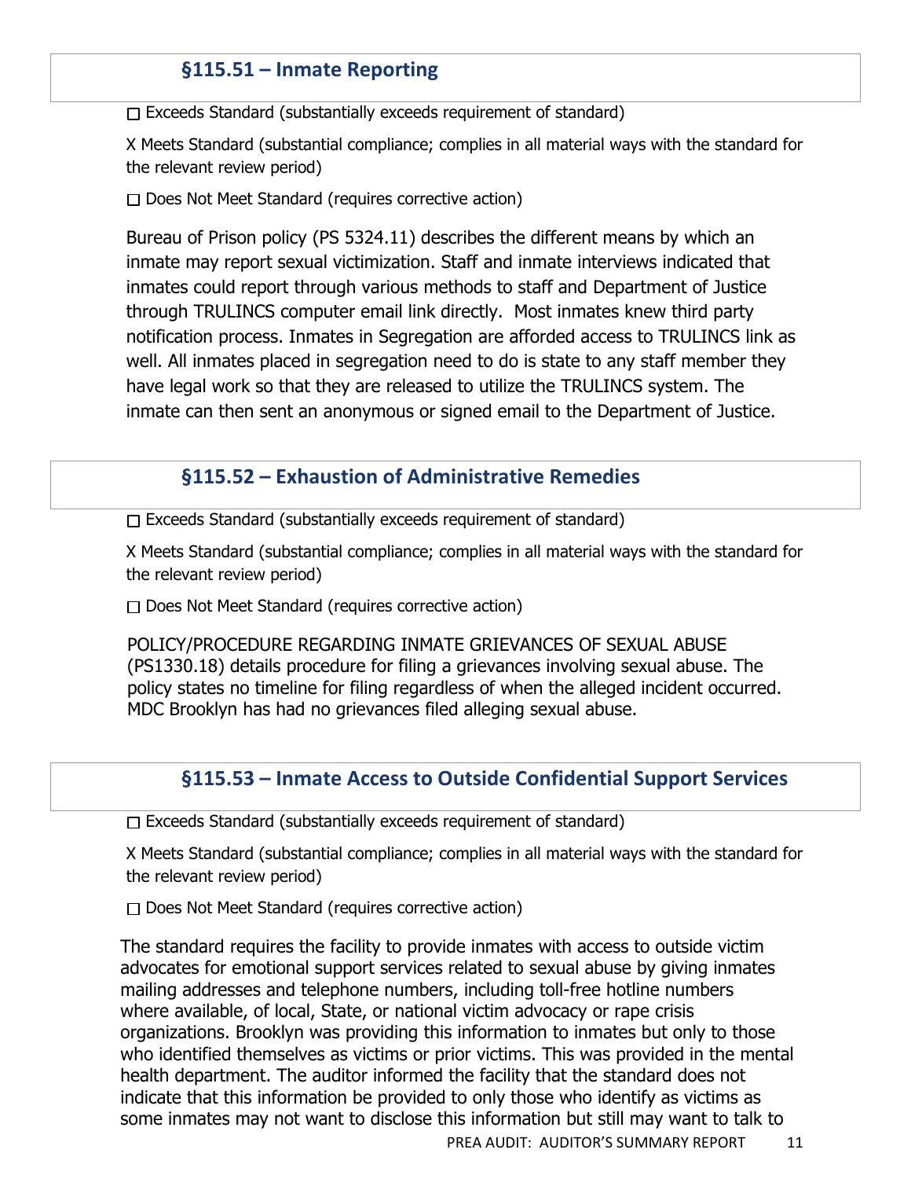## §115.51 – Inmate Reporting

☐ Exceeds Standard (substantially exceeds requirement of standard)

X Meets Standard (substantial compliance; complies in all material ways with the standard for the relevant review period)

☐ Does Not Meet Standard (requires corrective action)

Bureau of Prison policy (PS 5324.11) describes the different means by which an inmate may report sexual victimization. Staff and inmate interviews indicated that inmates could report through various methods to staff and Department of Justice through TRULINCS computer email link directly. Most inmates knew third party notification process. Inmates in Segregation are afforded access to TRULINCS link as well. All inmates placed in segregation need to do is state to any staff member they have legal work so that they are released to utilize the TRULINCS system. The inmate can then sent an anonymous or signed email to the Department of Justice.

## §115.52 – Exhaustion of Administrative Remedies

☐ Exceeds Standard (substantially exceeds requirement of standard)

X Meets Standard (substantial compliance; complies in all material ways with the standard for the relevant review period)

☐ Does Not Meet Standard (requires corrective action)

POLICY/PROCEDURE REGARDING INMATE GRIEVANCES OF SEXUAL ABUSE (PS1330.18) details procedure for filing a grievances involving sexual abuse. The policy states no timeline for filing regardless of when the alleged incident occurred. MDC Brooklyn has had no grievances filed alleging sexual abuse.

## §115.53 – Inmate Access to Outside Confidential Support Services

☐ Exceeds Standard (substantially exceeds requirement of standard)

X Meets Standard (substantial compliance; complies in all material ways with the standard for the relevant review period)

☐ Does Not Meet Standard (requires corrective action)

The standard requires the facility to provide inmates with access to outside victim advocates for emotional support services related to sexual abuse by giving inmates mailing addresses and telephone numbers, including toll-free hotline numbers where available, of local, State, or national victim advocacy or rape crisis organizations. Brooklyn was providing this information to inmates but only to those who identified themselves as victims or prior victims. This was provided in the mental health department. The auditor informed the facility that the standard does not indicate that this information be provided to only those who identify as victims as some inmates may not want to disclose this information but still may want to talk to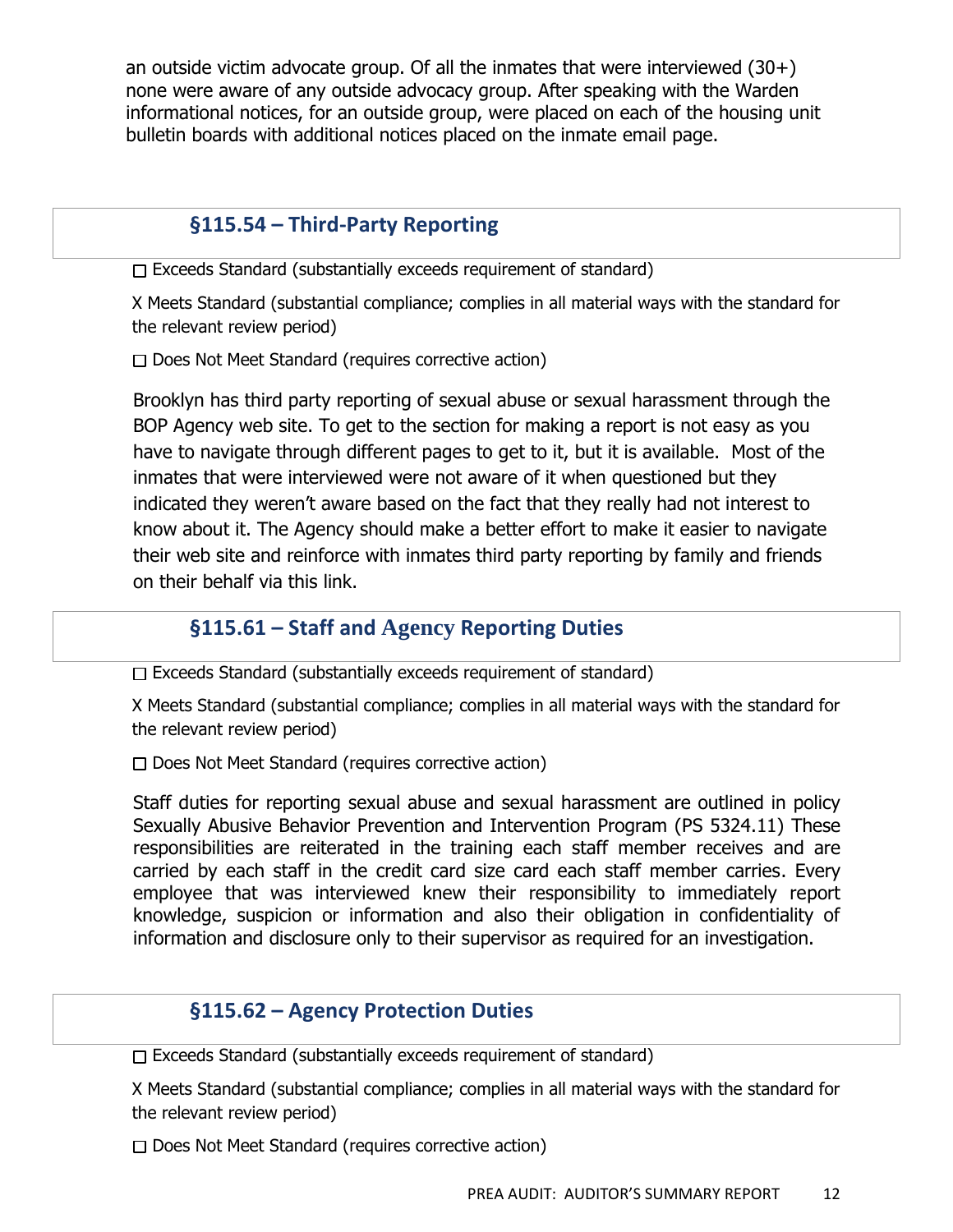an outside victim advocate group. Of all the inmates that were interviewed (30+) none were aware of any outside advocacy group. After speaking with the Warden informational notices, for an outside group, were placed on each of the housing unit bulletin boards with additional notices placed on the inmate email page.

## §115.54 – Third-Party Reporting

☐ Exceeds Standard (substantially exceeds requirement of standard)

X Meets Standard (substantial compliance; complies in all material ways with the standard for the relevant review period)

☐ Does Not Meet Standard (requires corrective action)

Brooklyn has third party reporting of sexual abuse or sexual harassment through the BOP Agency web site. To get to the section for making a report is not easy as you have to navigate through different pages to get to it, but it is available. Most of the inmates that were interviewed were not aware of it when questioned but they indicated they weren't aware based on the fact that they really had not interest to know about it. The Agency should make a better effort to make it easier to navigate their web site and reinforce with inmates third party reporting by family and friends on their behalf via this link.

## §115.61 – Staff and Agency Reporting Duties

☐ Exceeds Standard (substantially exceeds requirement of standard)

X Meets Standard (substantial compliance; complies in all material ways with the standard for the relevant review period)

☐ Does Not Meet Standard (requires corrective action)

Staff duties for reporting sexual abuse and sexual harassment are outlined in policy Sexually Abusive Behavior Prevention and Intervention Program (PS 5324.11) These responsibilities are reiterated in the training each staff member receives and are carried by each staff in the credit card size card each staff member carries. Every employee that was interviewed knew their responsibility to immediately report knowledge, suspicion or information and also their obligation in confidentiality of information and disclosure only to their supervisor as required for an investigation.

## §115.62 – Agency Protection Duties

☐ Exceeds Standard (substantially exceeds requirement of standard)

X Meets Standard (substantial compliance; complies in all material ways with the standard for the relevant review period)

☐ Does Not Meet Standard (requires corrective action)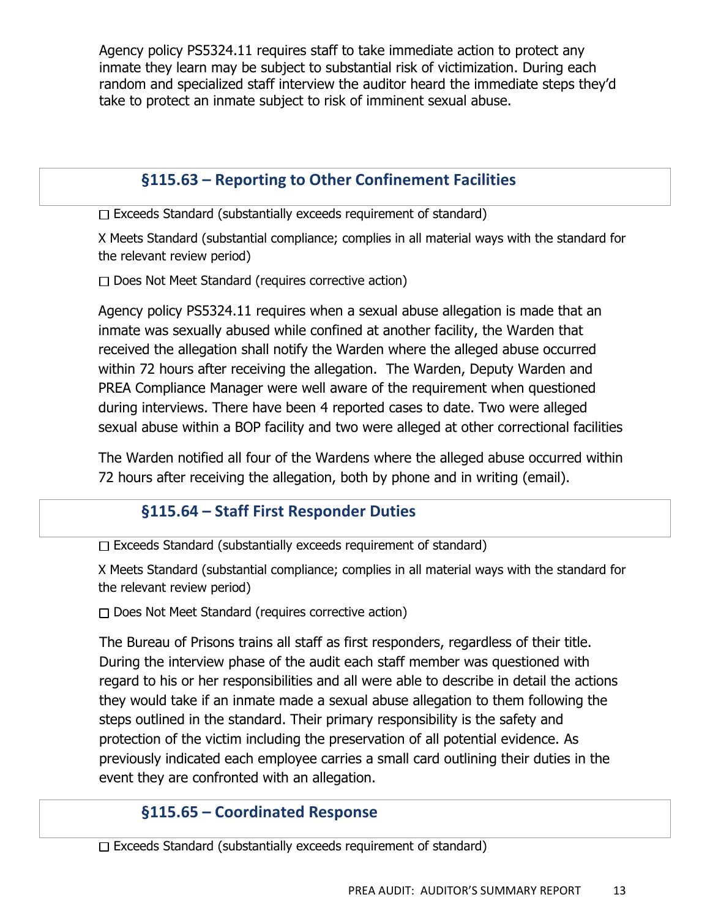Agency policy PS5324.11 requires staff to take immediate action to protect any inmate they learn may be subject to substantial risk of victimization. During each random and specialized staff interview the auditor heard the immediate steps they'd take to protect an inmate subject to risk of imminent sexual abuse.

## §115.63 – Reporting to Other Confinement Facilities

☐ Exceeds Standard (substantially exceeds requirement of standard)

X Meets Standard (substantial compliance; complies in all material ways with the standard for the relevant review period)

☐ Does Not Meet Standard (requires corrective action)

Agency policy PS5324.11 requires when a sexual abuse allegation is made that an inmate was sexually abused while confined at another facility, the Warden that received the allegation shall notify the Warden where the alleged abuse occurred within 72 hours after receiving the allegation. The Warden, Deputy Warden and PREA Compliance Manager were well aware of the requirement when questioned during interviews. There have been 4 reported cases to date. Two were alleged sexual abuse within a BOP facility and two were alleged at other correctional facilities

The Warden notified all four of the Wardens where the alleged abuse occurred within 72 hours after receiving the allegation, both by phone and in writing (email).

## §115.64 – Staff First Responder Duties

☐ Exceeds Standard (substantially exceeds requirement of standard)

X Meets Standard (substantial compliance; complies in all material ways with the standard for the relevant review period)

☐ Does Not Meet Standard (requires corrective action)

The Bureau of Prisons trains all staff as first responders, regardless of their title. During the interview phase of the audit each staff member was questioned with regard to his or her responsibilities and all were able to describe in detail the actions they would take if an inmate made a sexual abuse allegation to them following the steps outlined in the standard. Their primary responsibility is the safety and protection of the victim including the preservation of all potential evidence. As previously indicated each employee carries a small card outlining their duties in the event they are confronted with an allegation.

## §115.65 – Coordinated Response

☐ Exceeds Standard (substantially exceeds requirement of standard)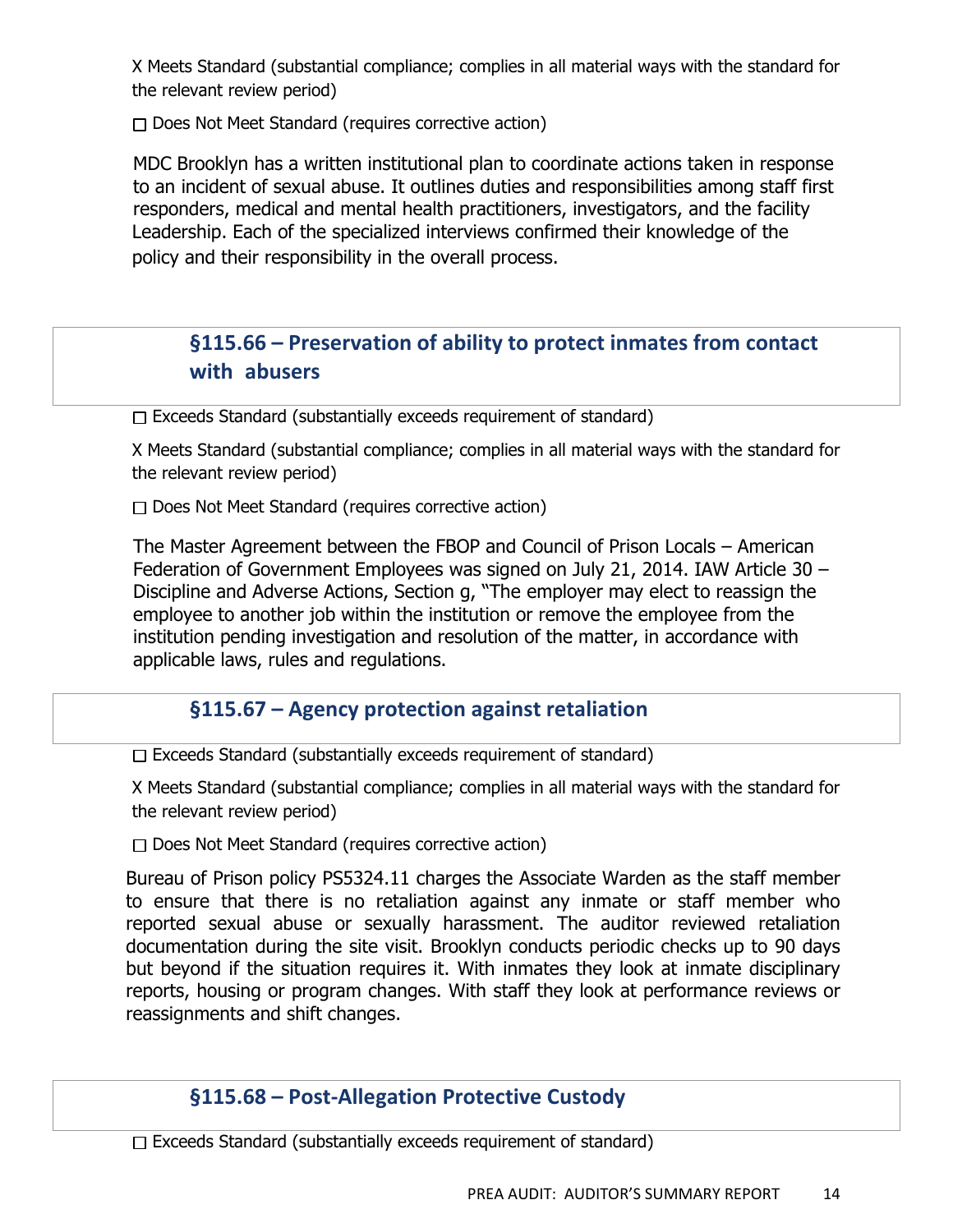X Meets Standard (substantial compliance; complies in all material ways with the standard for the relevant review period)

☐ Does Not Meet Standard (requires corrective action)

MDC Brooklyn has a written institutional plan to coordinate actions taken in response to an incident of sexual abuse. It outlines duties and responsibilities among staff first responders, medical and mental health practitioners, investigators, and the facility Leadership. Each of the specialized interviews confirmed their knowledge of the policy and their responsibility in the overall process.

## §115.66 – Preservation of ability to protect inmates from contact with abusers

☐ Exceeds Standard (substantially exceeds requirement of standard)

X Meets Standard (substantial compliance; complies in all material ways with the standard for the relevant review period)

☐ Does Not Meet Standard (requires corrective action)

The Master Agreement between the FBOP and Council of Prison Locals – American Federation of Government Employees was signed on July 21, 2014. IAW Article 30 – Discipline and Adverse Actions, Section g, "The employer may elect to reassign the employee to another job within the institution or remove the employee from the institution pending investigation and resolution of the matter, in accordance with applicable laws, rules and regulations.

## §115.67 – Agency protection against retaliation

☐ Exceeds Standard (substantially exceeds requirement of standard)

X Meets Standard (substantial compliance; complies in all material ways with the standard for the relevant review period)

☐ Does Not Meet Standard (requires corrective action)

Bureau of Prison policy PS5324.11 charges the Associate Warden as the staff member to ensure that there is no retaliation against any inmate or staff member who reported sexual abuse or sexually harassment. The auditor reviewed retaliation documentation during the site visit. Brooklyn conducts periodic checks up to 90 days but beyond if the situation requires it. With inmates they look at inmate disciplinary reports, housing or program changes. With staff they look at performance reviews or reassignments and shift changes.

## §115.68 – Post-Allegation Protective Custody

☐ Exceeds Standard (substantially exceeds requirement of standard)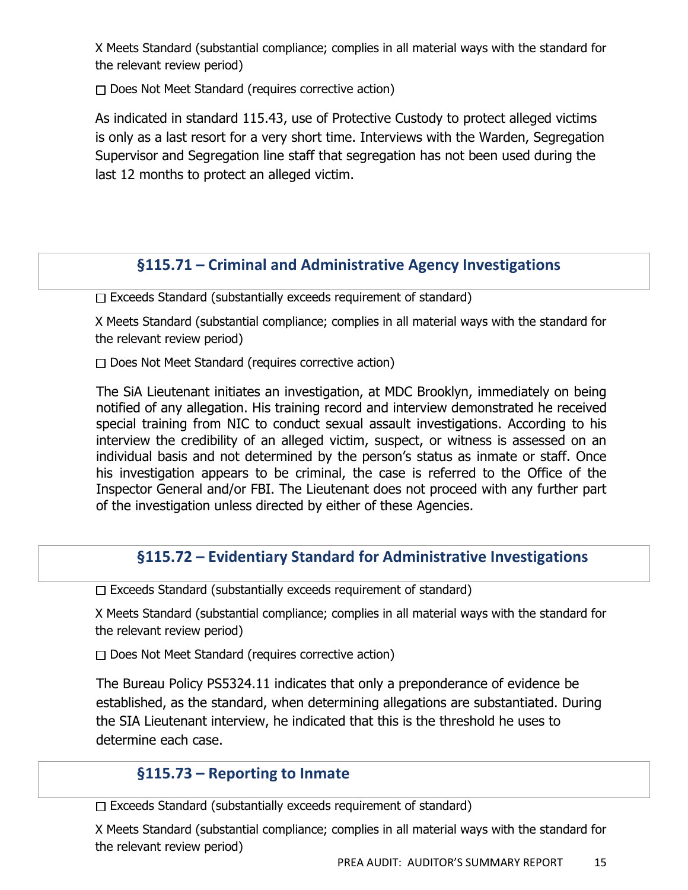X Meets Standard (substantial compliance; complies in all material ways with the standard for the relevant review period)

☐ Does Not Meet Standard (requires corrective action)

As indicated in standard 115.43, use of Protective Custody to protect alleged victims is only as a last resort for a very short time. Interviews with the Warden, Segregation Supervisor and Segregation line staff that segregation has not been used during the last 12 months to protect an alleged victim.

## §115.71 – Criminal and Administrative Agency Investigations

☐ Exceeds Standard (substantially exceeds requirement of standard)

X Meets Standard (substantial compliance; complies in all material ways with the standard for the relevant review period)

☐ Does Not Meet Standard (requires corrective action)

The SiA Lieutenant initiates an investigation, at MDC Brooklyn, immediately on being notified of any allegation. His training record and interview demonstrated he received special training from NIC to conduct sexual assault investigations. According to his interview the credibility of an alleged victim, suspect, or witness is assessed on an individual basis and not determined by the person's status as inmate or staff. Once his investigation appears to be criminal, the case is referred to the Office of the Inspector General and/or FBI. The Lieutenant does not proceed with any further part of the investigation unless directed by either of these Agencies.

## §115.72 – Evidentiary Standard for Administrative Investigations

☐ Exceeds Standard (substantially exceeds requirement of standard)

X Meets Standard (substantial compliance; complies in all material ways with the standard for the relevant review period)

☐ Does Not Meet Standard (requires corrective action)

The Bureau Policy PS5324.11 indicates that only a preponderance of evidence be established, as the standard, when determining allegations are substantiated. During the SIA Lieutenant interview, he indicated that this is the threshold he uses to determine each case.

## §115.73 – Reporting to Inmate

☐ Exceeds Standard (substantially exceeds requirement of standard)

X Meets Standard (substantial compliance; complies in all material ways with the standard for the relevant review period)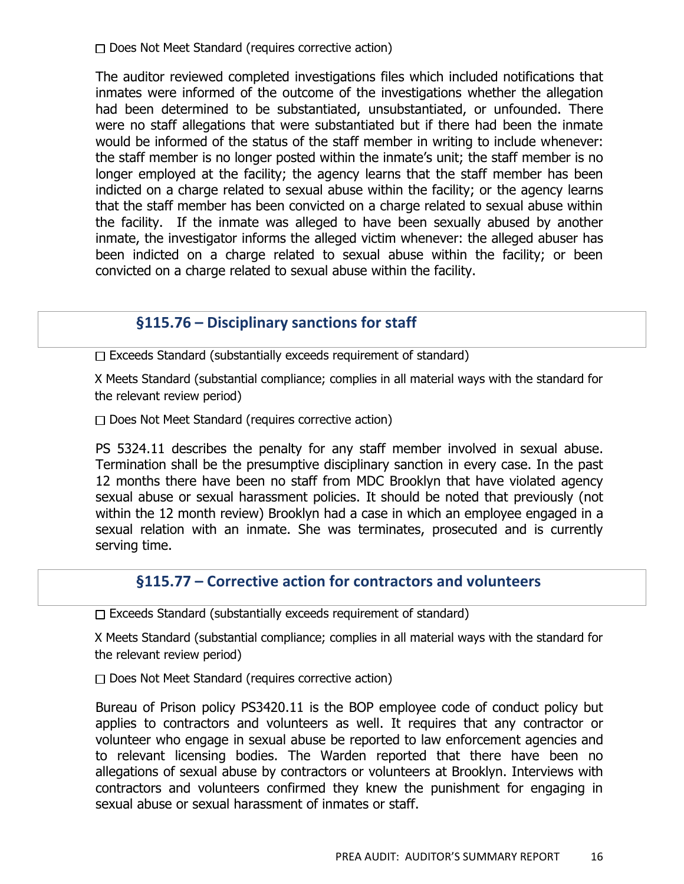☐ Does Not Meet Standard (requires corrective action)

The auditor reviewed completed investigations files which included notifications that inmates were informed of the outcome of the investigations whether the allegation had been determined to be substantiated, unsubstantiated, or unfounded. There were no staff allegations that were substantiated but if there had been the inmate would be informed of the status of the staff member in writing to include whenever: the staff member is no longer posted within the inmate's unit; the staff member is no longer employed at the facility; the agency learns that the staff member has been indicted on a charge related to sexual abuse within the facility; or the agency learns that the staff member has been convicted on a charge related to sexual abuse within the facility. If the inmate was alleged to have been sexually abused by another inmate, the investigator informs the alleged victim whenever: the alleged abuser has been indicted on a charge related to sexual abuse within the facility; or been convicted on a charge related to sexual abuse within the facility.

## §115.76 – Disciplinary sanctions for staff

☐ Exceeds Standard (substantially exceeds requirement of standard)

X Meets Standard (substantial compliance; complies in all material ways with the standard for the relevant review period)

☐ Does Not Meet Standard (requires corrective action)

PS 5324.11 describes the penalty for any staff member involved in sexual abuse. Termination shall be the presumptive disciplinary sanction in every case. In the past 12 months there have been no staff from MDC Brooklyn that have violated agency sexual abuse or sexual harassment policies. It should be noted that previously (not within the 12 month review) Brooklyn had a case in which an employee engaged in a sexual relation with an inmate. She was terminates, prosecuted and is currently serving time.

## §115.77 – Corrective action for contractors and volunteers

☐ Exceeds Standard (substantially exceeds requirement of standard)

X Meets Standard (substantial compliance; complies in all material ways with the standard for the relevant review period)

☐ Does Not Meet Standard (requires corrective action)

Bureau of Prison policy PS3420.11 is the BOP employee code of conduct policy but applies to contractors and volunteers as well. It requires that any contractor or volunteer who engage in sexual abuse be reported to law enforcement agencies and to relevant licensing bodies. The Warden reported that there have been no allegations of sexual abuse by contractors or volunteers at Brooklyn. Interviews with contractors and volunteers confirmed they knew the punishment for engaging in sexual abuse or sexual harassment of inmates or staff.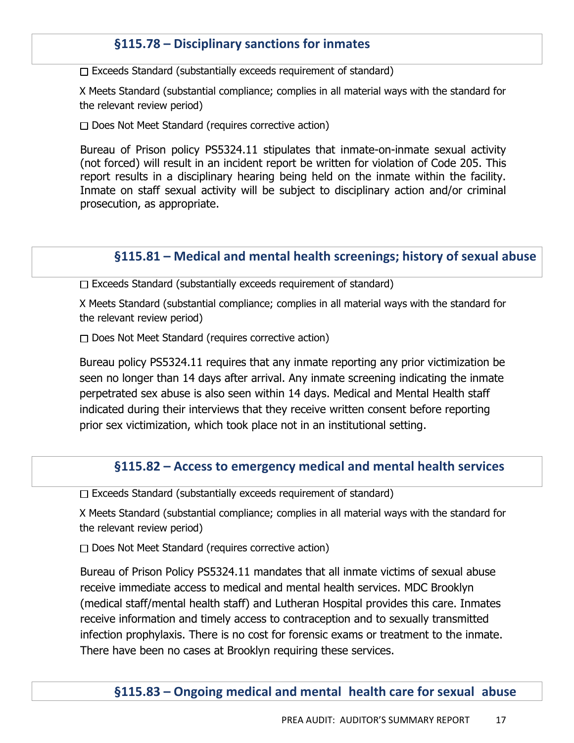## §115.78 – Disciplinary sanctions for inmates

☐ Exceeds Standard (substantially exceeds requirement of standard)

X Meets Standard (substantial compliance; complies in all material ways with the standard for the relevant review period)

☐ Does Not Meet Standard (requires corrective action)

Bureau of Prison policy PS5324.11 stipulates that inmate-on-inmate sexual activity (not forced) will result in an incident report be written for violation of Code 205. This report results in a disciplinary hearing being held on the inmate within the facility. Inmate on staff sexual activity will be subject to disciplinary action and/or criminal prosecution, as appropriate.

## §115.81 – Medical and mental health screenings; history of sexual abuse

☐ Exceeds Standard (substantially exceeds requirement of standard)

X Meets Standard (substantial compliance; complies in all material ways with the standard for the relevant review period)

☐ Does Not Meet Standard (requires corrective action)

Bureau policy PS5324.11 requires that any inmate reporting any prior victimization be seen no longer than 14 days after arrival. Any inmate screening indicating the inmate perpetrated sex abuse is also seen within 14 days. Medical and Mental Health staff indicated during their interviews that they receive written consent before reporting prior sex victimization, which took place not in an institutional setting.

## §115.82 – Access to emergency medical and mental health services

☐ Exceeds Standard (substantially exceeds requirement of standard)

X Meets Standard (substantial compliance; complies in all material ways with the standard for the relevant review period)

☐ Does Not Meet Standard (requires corrective action)

Bureau of Prison Policy PS5324.11 mandates that all inmate victims of sexual abuse receive immediate access to medical and mental health services. MDC Brooklyn (medical staff/mental health staff) and Lutheran Hospital provides this care. Inmates receive information and timely access to contraception and to sexually transmitted infection prophylaxis. There is no cost for forensic exams or treatment to the inmate. There have been no cases at Brooklyn requiring these services.

## §115.83 – Ongoing medical and mental health care for sexual abuse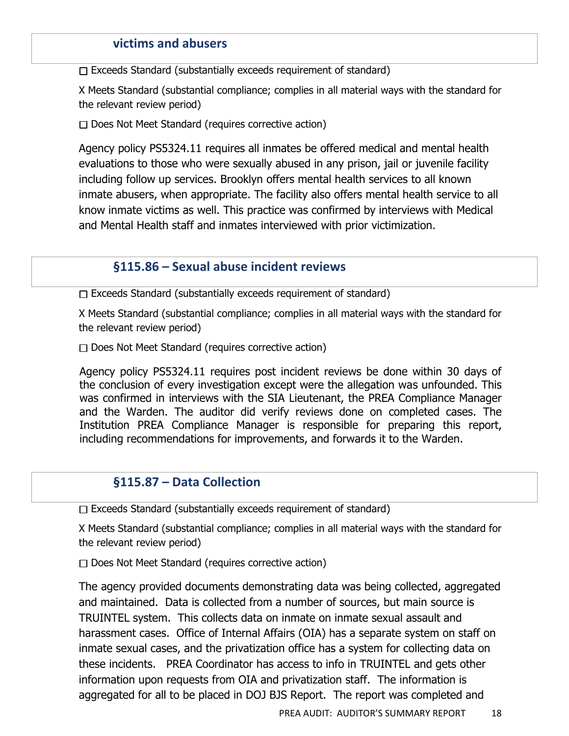### victims and abusers

☐ Exceeds Standard (substantially exceeds requirement of standard)

X Meets Standard (substantial compliance; complies in all material ways with the standard for the relevant review period)

☐ Does Not Meet Standard (requires corrective action)

Agency policy PS5324.11 requires all inmates be offered medical and mental health evaluations to those who were sexually abused in any prison, jail or juvenile facility including follow up services. Brooklyn offers mental health services to all known inmate abusers, when appropriate. The facility also offers mental health service to all know inmate victims as well. This practice was confirmed by interviews with Medical and Mental Health staff and inmates interviewed with prior victimization.

### §115.86 – Sexual abuse incident reviews

☐ Exceeds Standard (substantially exceeds requirement of standard)

X Meets Standard (substantial compliance; complies in all material ways with the standard for the relevant review period)

☐ Does Not Meet Standard (requires corrective action)

Agency policy PS5324.11 requires post incident reviews be done within 30 days of the conclusion of every investigation except were the allegation was unfounded. This was confirmed in interviews with the SIA Lieutenant, the PREA Compliance Manager and the Warden. The auditor did verify reviews done on completed cases. The Institution PREA Compliance Manager is responsible for preparing this report, including recommendations for improvements, and forwards it to the Warden.

### §115.87 – Data Collection

☐ Exceeds Standard (substantially exceeds requirement of standard)

X Meets Standard (substantial compliance; complies in all material ways with the standard for the relevant review period)

☐ Does Not Meet Standard (requires corrective action)

The agency provided documents demonstrating data was being collected, aggregated and maintained. Data is collected from a number of sources, but main source is TRUINTEL system. This collects data on inmate on inmate sexual assault and harassment cases. Office of Internal Affairs (OIA) has a separate system on staff on inmate sexual cases, and the privatization office has a system for collecting data on these incidents. PREA Coordinator has access to info in TRUINTEL and gets other information upon requests from OIA and privatization staff. The information is aggregated for all to be placed in DOJ BJS Report. The report was completed and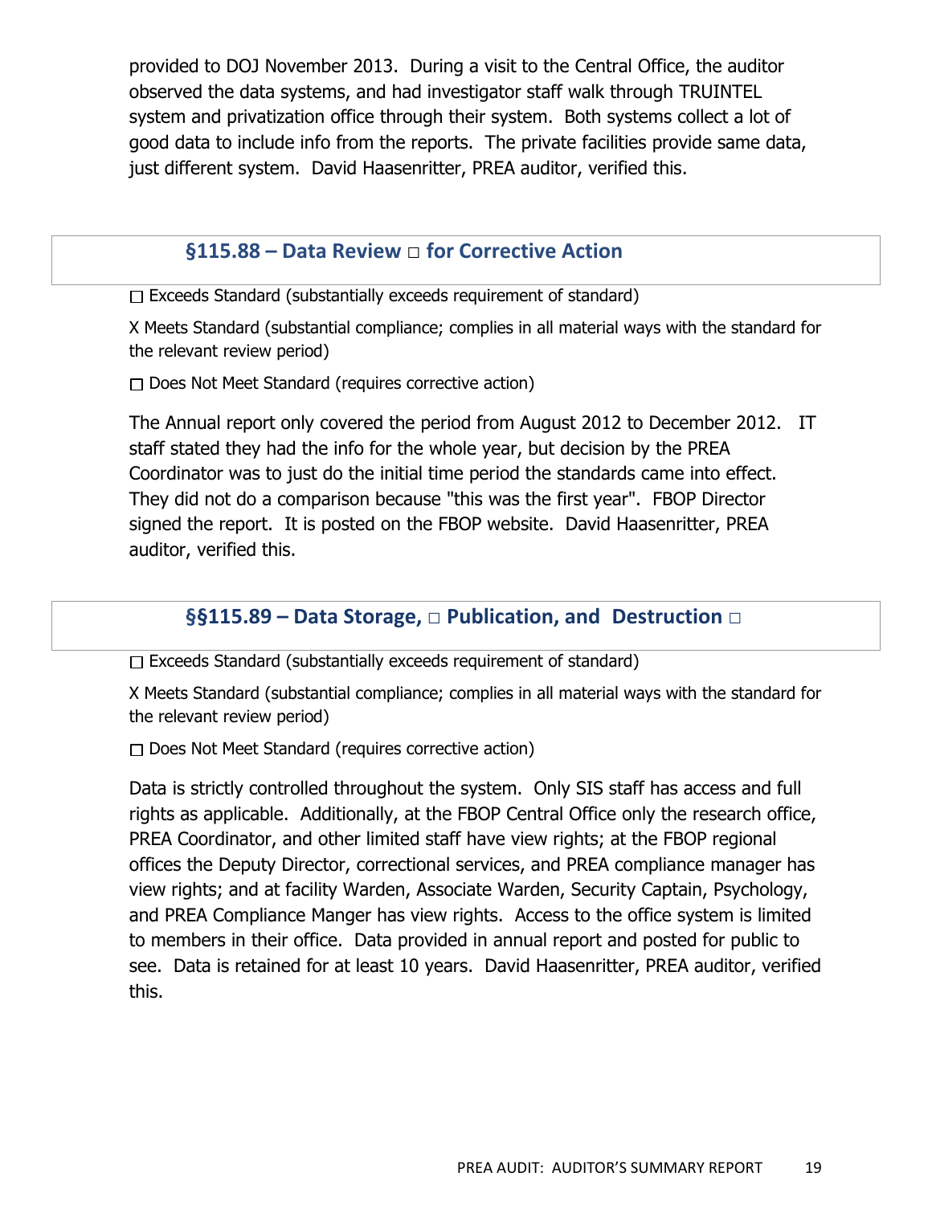provided to DOJ November 2013. During a visit to the Central Office, the auditor observed the data systems, and had investigator staff walk through TRUINTEL system and privatization office through their system. Both systems collect a lot of good data to include info from the reports. The private facilities provide same data, just different system. David Haasenritter, PREA auditor, verified this.

## §115.88 – Data Review □ for Corrective Action

☐ Exceeds Standard (substantially exceeds requirement of standard)

X Meets Standard (substantial compliance; complies in all material ways with the standard for the relevant review period)

☐ Does Not Meet Standard (requires corrective action)

The Annual report only covered the period from August 2012 to December 2012. IT staff stated they had the info for the whole year, but decision by the PREA Coordinator was to just do the initial time period the standards came into effect. They did not do a comparison because "this was the first year". FBOP Director signed the report. It is posted on the FBOP website. David Haasenritter, PREA auditor, verified this.

## §§115.89 – Data Storage, □ Publication, and Destruction □

☐ Exceeds Standard (substantially exceeds requirement of standard)

X Meets Standard (substantial compliance; complies in all material ways with the standard for the relevant review period)

☐ Does Not Meet Standard (requires corrective action)

Data is strictly controlled throughout the system. Only SIS staff has access and full rights as applicable. Additionally, at the FBOP Central Office only the research office, PREA Coordinator, and other limited staff have view rights; at the FBOP regional offices the Deputy Director, correctional services, and PREA compliance manager has view rights; and at facility Warden, Associate Warden, Security Captain, Psychology, and PREA Compliance Manger has view rights. Access to the office system is limited to members in their office. Data provided in annual report and posted for public to see. Data is retained for at least 10 years. David Haasenritter, PREA auditor, verified this.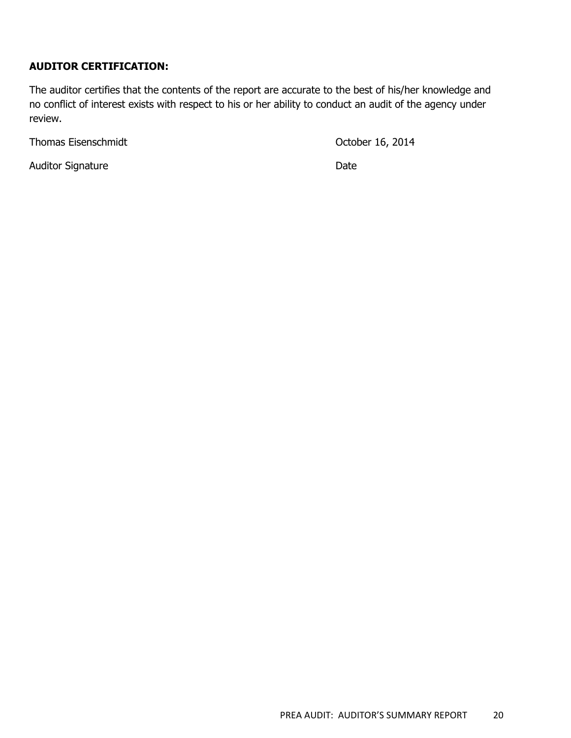**AUDITOR CERTIFICATION:**

The auditor certifies that the contents of the report are accurate to the best of his/her knowledge and no conflict of interest exists with respect to his or her ability to conduct an audit of the agency under review.

| | |
|---|---|
| Thomas Eisenschmidt | October 16, 2014 |
| Auditor Signature | Date |